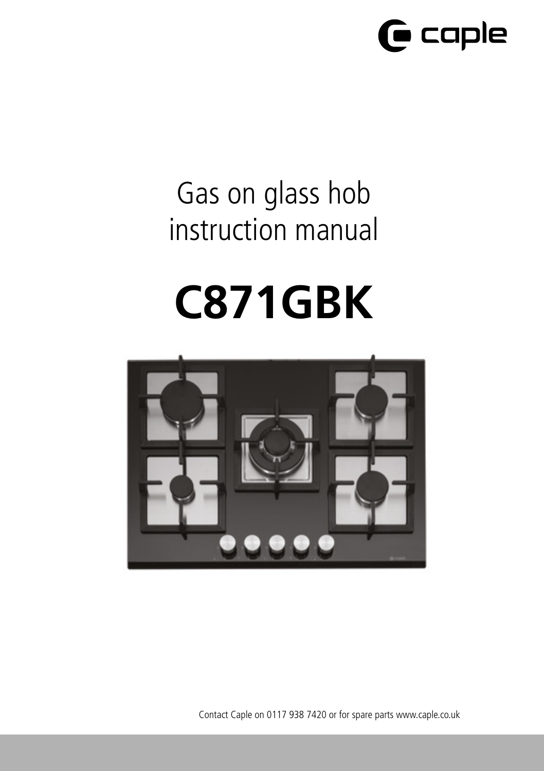caple

# Gas on glass hob instruction manual

# C871GBK

Contact Caple on 0117 938 7420 or for spare parts www.caple.co.uk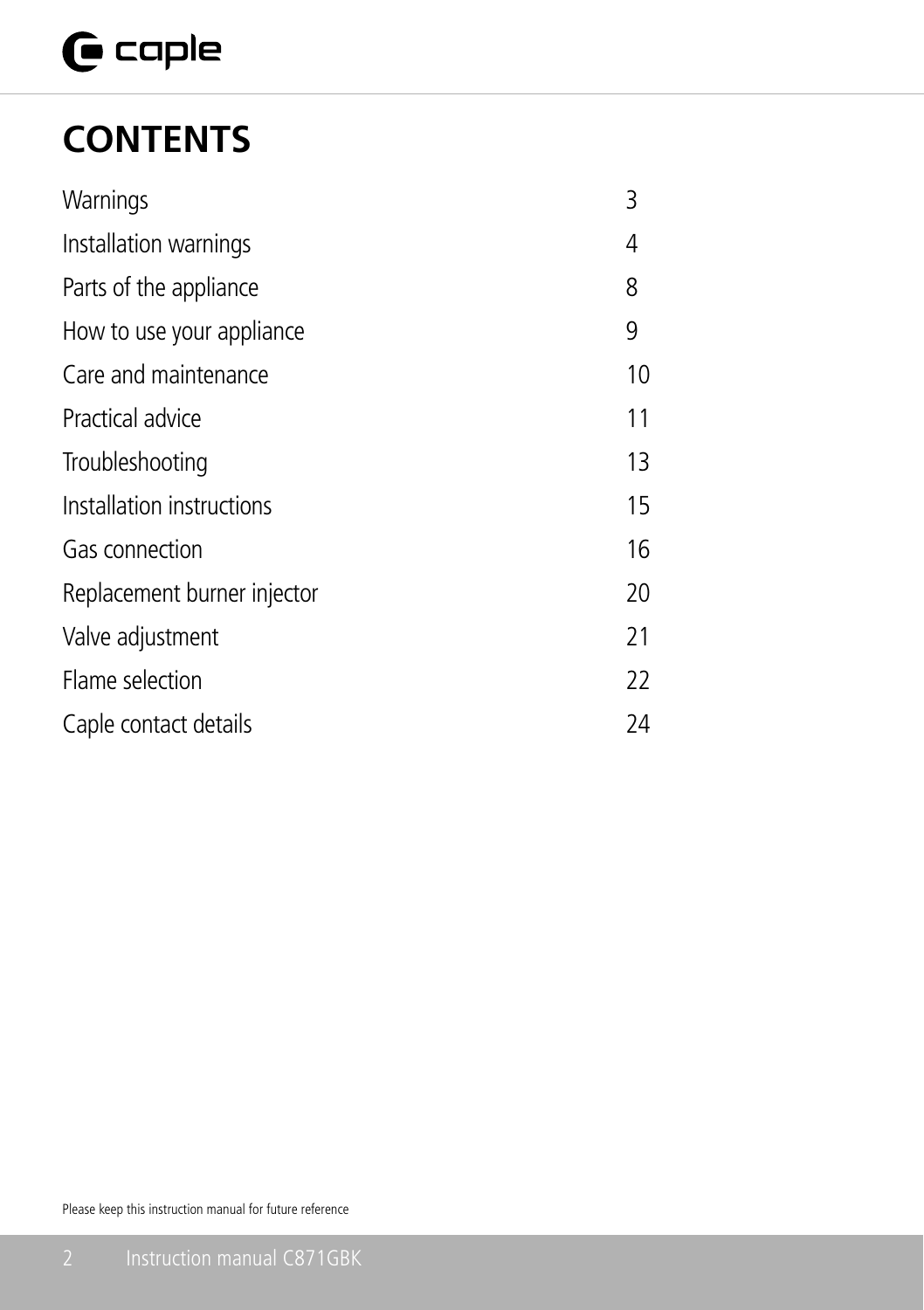# CONTENTS

| | |
|---|---|
| Warnings | 3 |
| Installation warnings | 4 |
| Parts of the appliance | 8 |
| How to use your appliance | 9 |
| Care and maintenance | 10 |
| Practical advice | 11 |
| Troubleshooting | 13 |
| Installation instructions | 15 |
| Gas connection | 16 |
| Replacement burner injector | 20 |
| Valve adjustment | 21 |
| Flame selection | 22 |
| Caple contact details | 24 |

Please keep this instruction manual for future reference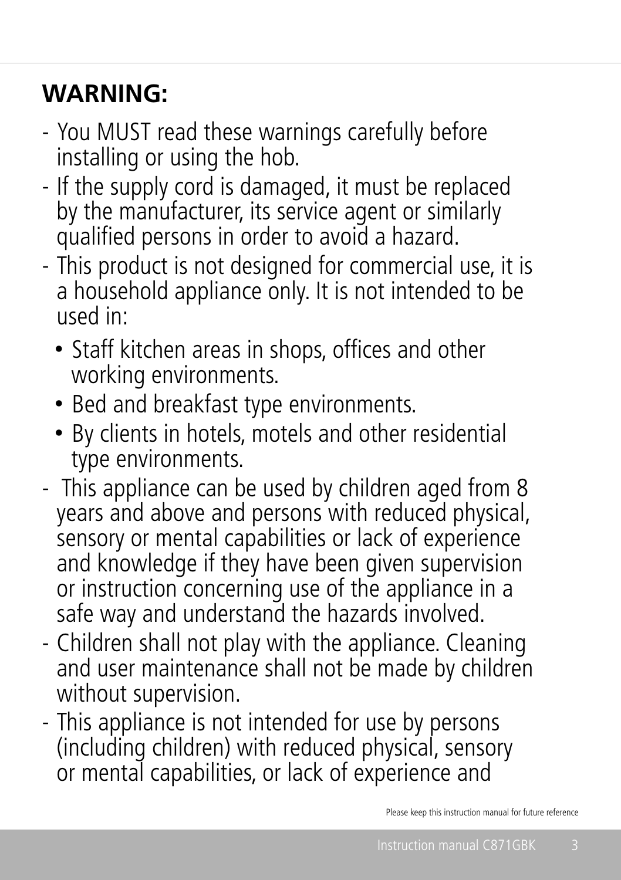## WARNING:

- You MUST read these warnings carefully before installing or using the hob.
- If the supply cord is damaged, it must be replaced by the manufacturer, its service agent or similarly qualified persons in order to avoid a hazard.
- This product is not designed for commercial use, it is a household appliance only. It is not intended to be used in:
  - Staff kitchen areas in shops, offices and other working environments.
  - Bed and breakfast type environments.
  - By clients in hotels, motels and other residential type environments.
- This appliance can be used by children aged from 8 years and above and persons with reduced physical, sensory or mental capabilities or lack of experience and knowledge if they have been given supervision or instruction concerning use of the appliance in a safe way and understand the hazards involved.
- Children shall not play with the appliance. Cleaning and user maintenance shall not be made by children without supervision.
- This appliance is not intended for use by persons (including children) with reduced physical, sensory or mental capabilities, or lack of experience and

Please keep this instruction manual for future reference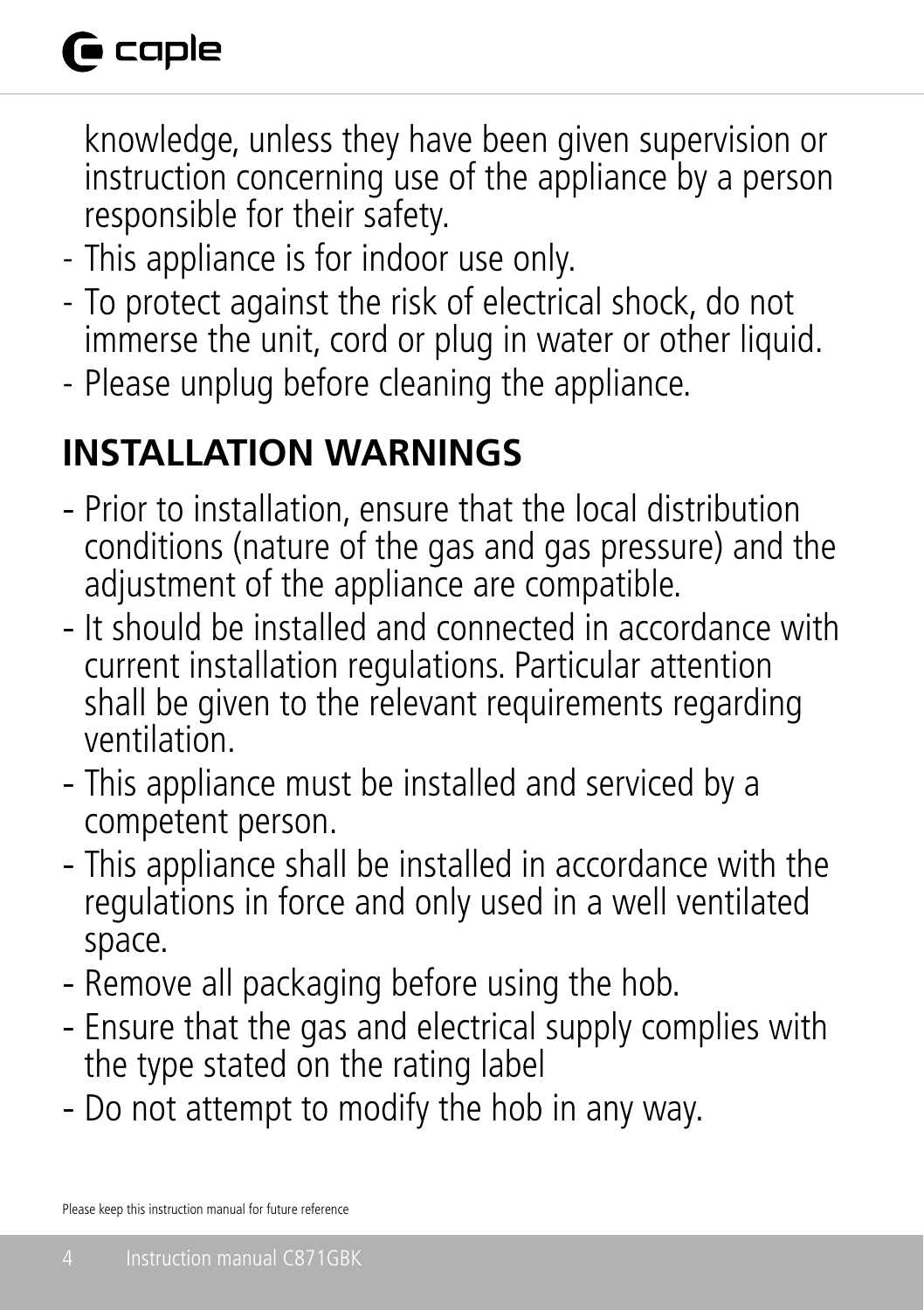knowledge, unless they have been given supervision or instruction concerning use of the appliance by a person responsible for their safety.

- This appliance is for indoor use only.
- To protect against the risk of electrical shock, do not immerse the unit, cord or plug in water or other liquid.
- Please unplug before cleaning the appliance.

## INSTALLATION WARNINGS

- Prior to installation, ensure that the local distribution conditions (nature of the gas and gas pressure) and the adjustment of the appliance are compatible.
- It should be installed and connected in accordance with current installation regulations. Particular attention shall be given to the relevant requirements regarding ventilation.
- This appliance must be installed and serviced by a competent person.
- This appliance shall be installed in accordance with the regulations in force and only used in a well ventilated space.
- Remove all packaging before using the hob.
- Ensure that the gas and electrical supply complies with the type stated on the rating label
- Do not attempt to modify the hob in any way.

Please keep this instruction manual for future reference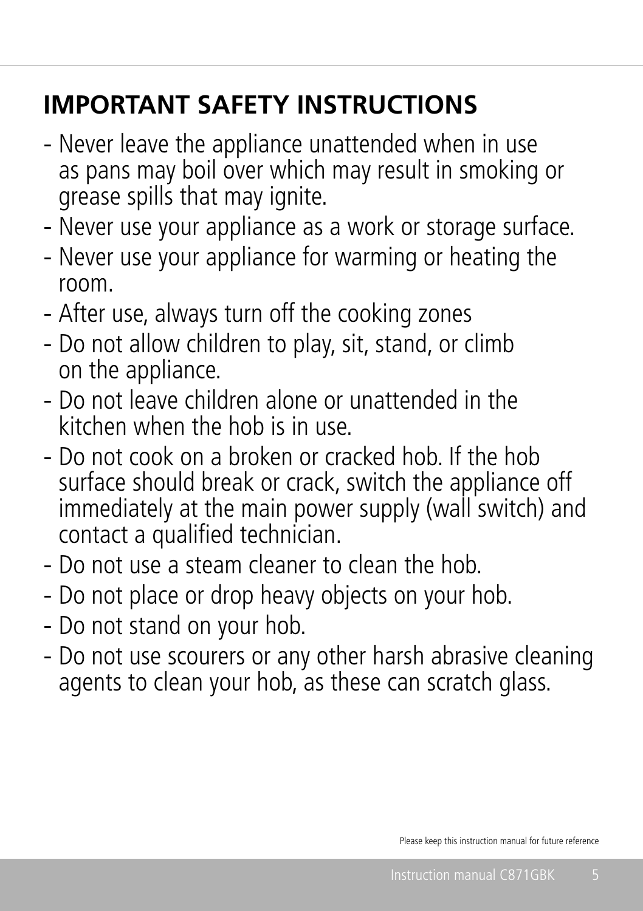## IMPORTANT SAFETY INSTRUCTIONS

- Never leave the appliance unattended when in use as pans may boil over which may result in smoking or grease spills that may ignite.
- Never use your appliance as a work or storage surface.
- Never use your appliance for warming or heating the room.
- After use, always turn off the cooking zones
- Do not allow children to play, sit, stand, or climb on the appliance.
- Do not leave children alone or unattended in the kitchen when the hob is in use.
- Do not cook on a broken or cracked hob. If the hob surface should break or crack, switch the appliance off immediately at the main power supply (wall switch) and contact a qualified technician.
- Do not use a steam cleaner to clean the hob.
- Do not place or drop heavy objects on your hob.
- Do not stand on your hob.
- Do not use scourers or any other harsh abrasive cleaning agents to clean your hob, as these can scratch glass.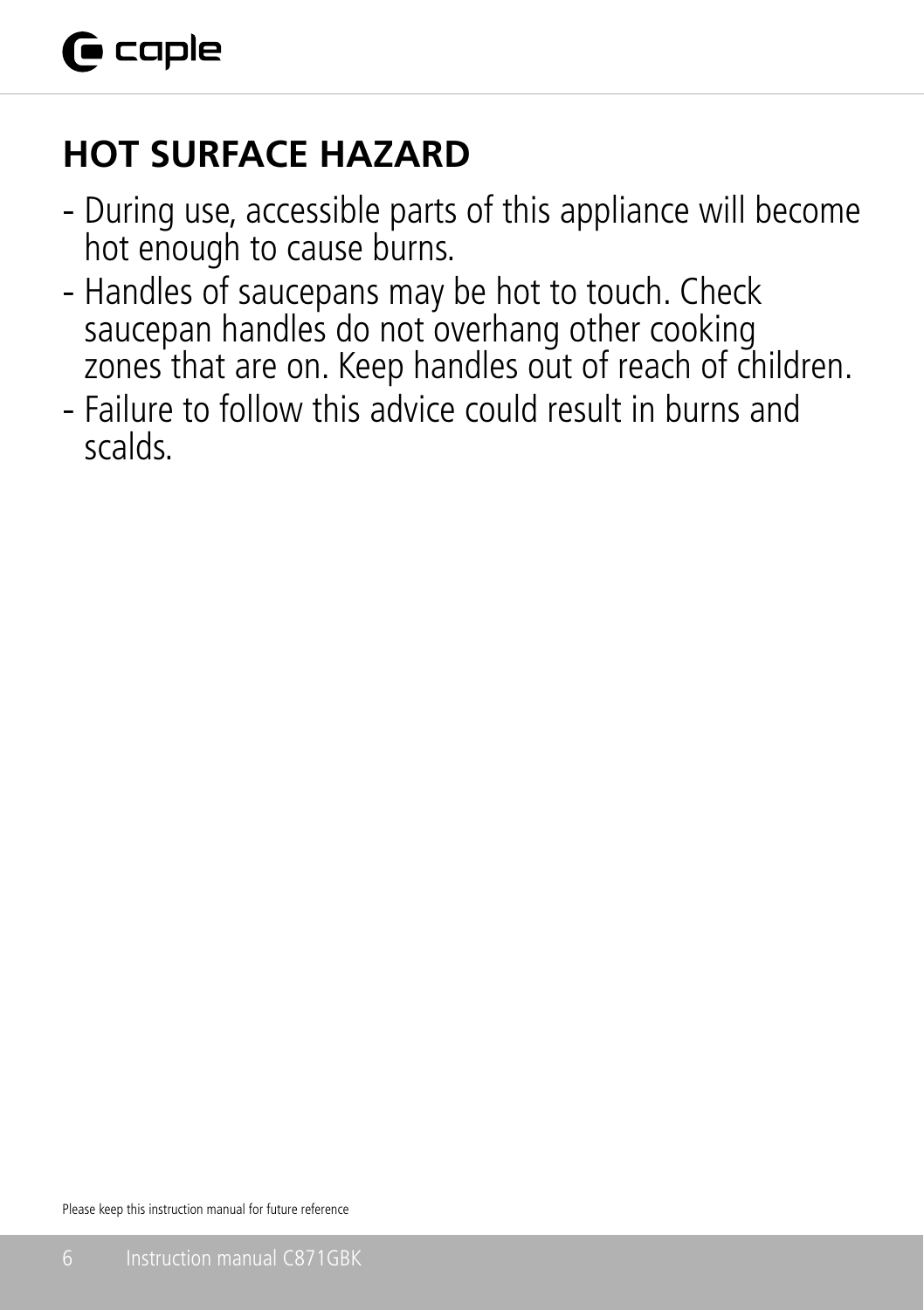## HOT SURFACE HAZARD

- During use, accessible parts of this appliance will become hot enough to cause burns.
- Handles of saucepans may be hot to touch. Check saucepan handles do not overhang other cooking zones that are on. Keep handles out of reach of children.
- Failure to follow this advice could result in burns and scalds.

Please keep this instruction manual for future reference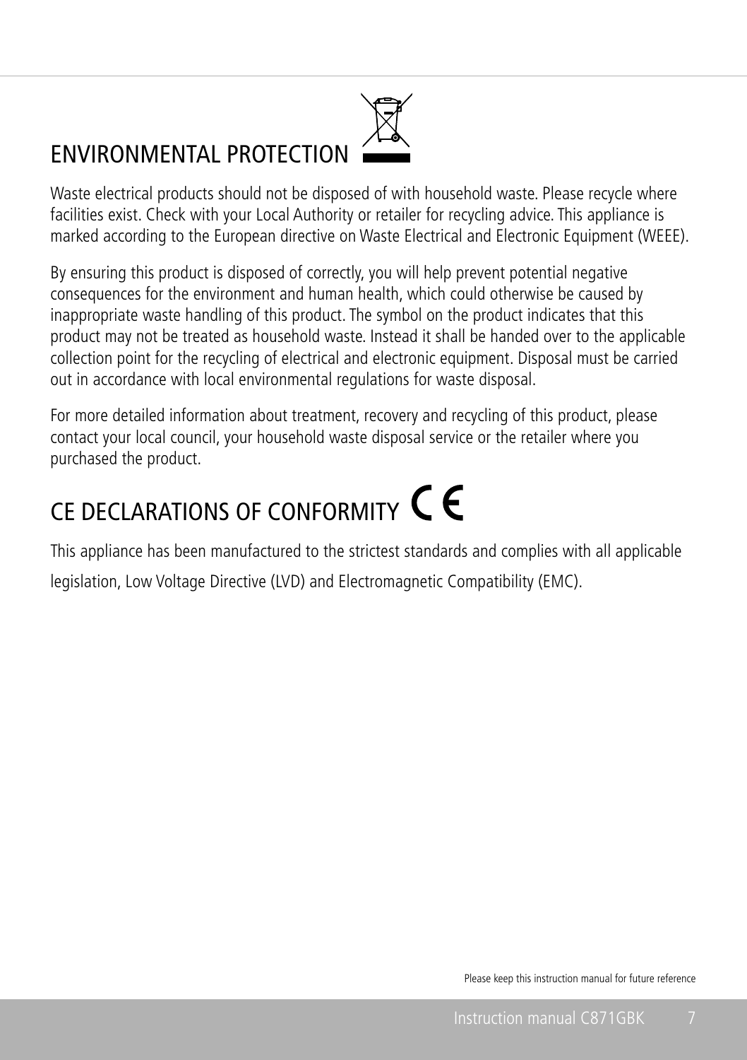## ENVIRONMENTAL PROTECTION

Waste electrical products should not be disposed of with household waste. Please recycle where facilities exist. Check with your Local Authority or retailer for recycling advice. This appliance is marked according to the European directive on Waste Electrical and Electronic Equipment (WEEE).

By ensuring this product is disposed of correctly, you will help prevent potential negative consequences for the environment and human health, which could otherwise be caused by inappropriate waste handling of this product. The symbol on the product indicates that this product may not be treated as household waste. Instead it shall be handed over to the applicable collection point for the recycling of electrical and electronic equipment. Disposal must be carried out in accordance with local environmental regulations for waste disposal.

For more detailed information about treatment, recovery and recycling of this product, please contact your local council, your household waste disposal service or the retailer where you purchased the product.

## CE DECLARATIONS OF CONFORMITY CE

This appliance has been manufactured to the strictest standards and complies with all applicable legislation, Low Voltage Directive (LVD) and Electromagnetic Compatibility (EMC).

Please keep this instruction manual for future reference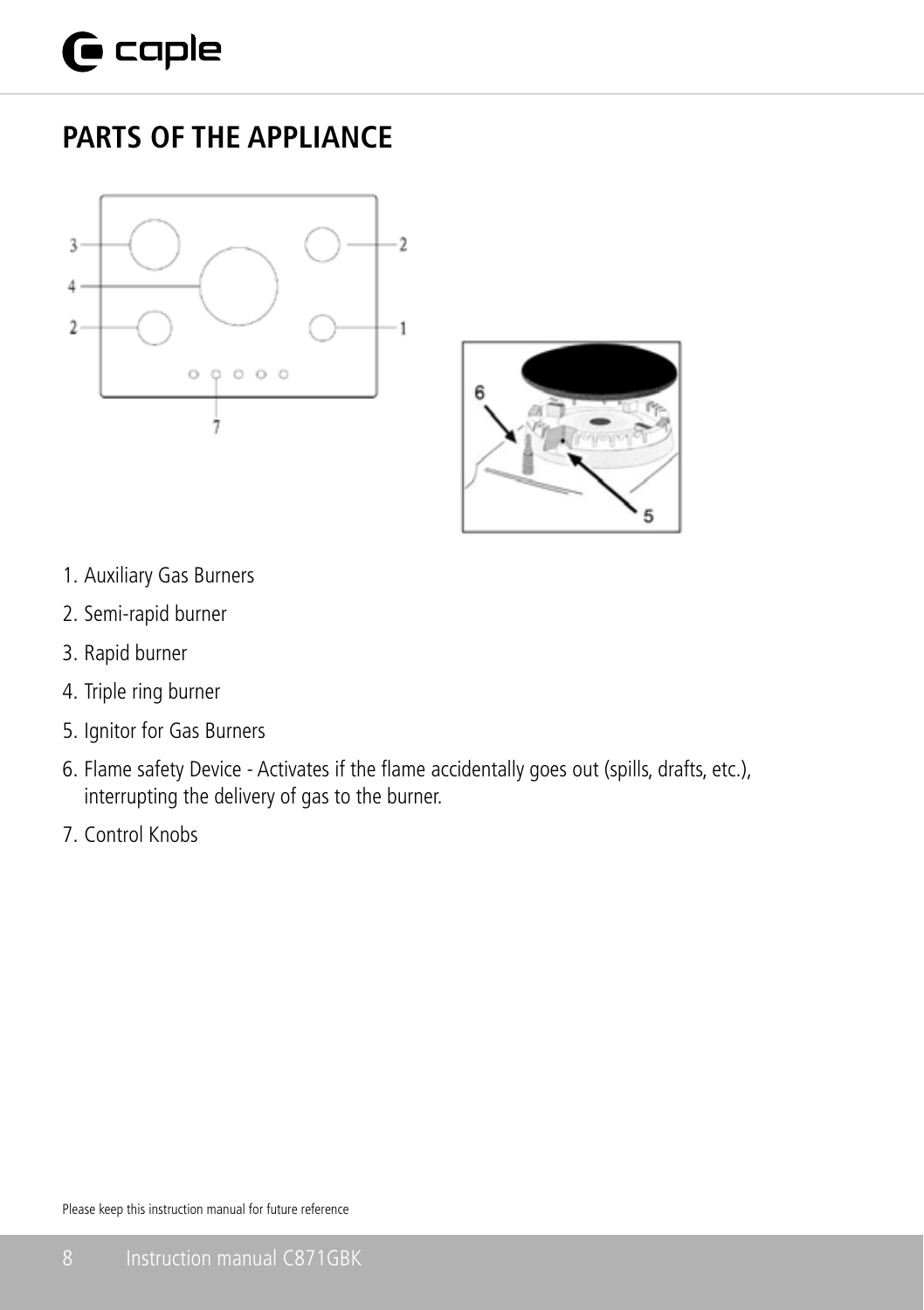## PARTS OF THE APPLIANCE

1. Auxiliary Gas Burners
2. Semi-rapid burner
3. Rapid burner
4. Triple ring burner
5. Ignitor for Gas Burners
6. Flame safety Device - Activates if the flame accidentally goes out (spills, drafts, etc.), interrupting the delivery of gas to the burner.
7. Control Knobs

Please keep this instruction manual for future reference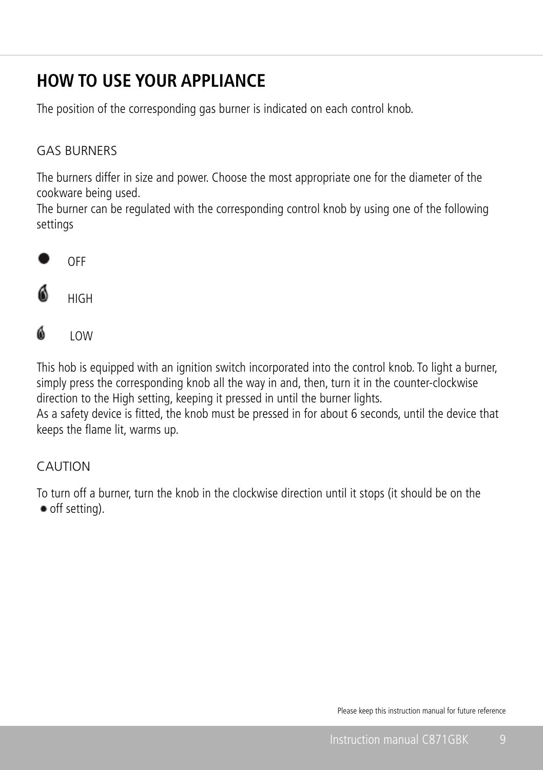# HOW TO USE YOUR APPLIANCE

The position of the corresponding gas burner is indicated on each control knob.

## GAS BURNERS

The burners differ in size and power. Choose the most appropriate one for the diameter of the cookware being used.
The burner can be regulated with the corresponding control knob by using one of the following settings

● OFF

HIGH

LOW

This hob is equipped with an ignition switch incorporated into the control knob. To light a burner, simply press the corresponding knob all the way in and, then, turn it in the counter-clockwise direction to the High setting, keeping it pressed in until the burner lights.
As a safety device is fitted, the knob must be pressed in for about 6 seconds, until the device that keeps the flame lit, warms up.

## CAUTION

To turn off a burner, turn the knob in the clockwise direction until it stops (it should be on the ● off setting).

Please keep this instruction manual for future reference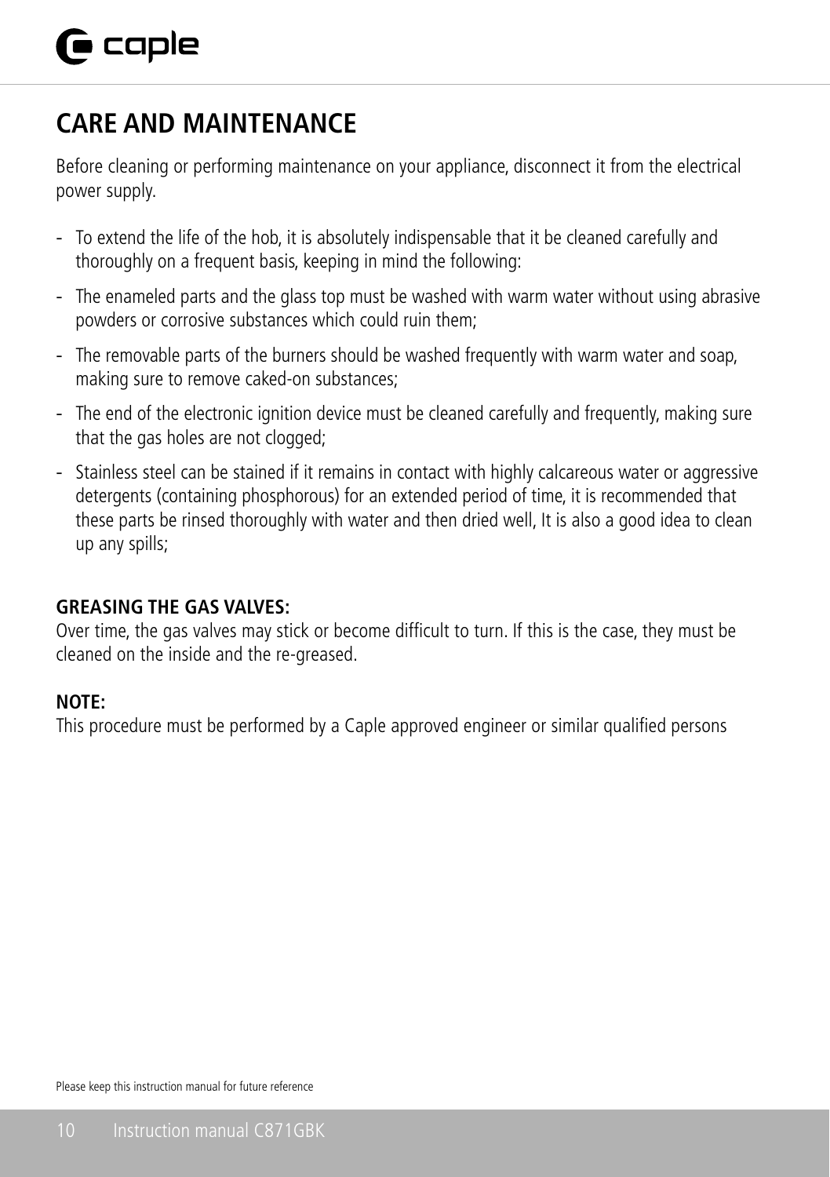# CARE AND MAINTENANCE

Before cleaning or performing maintenance on your appliance, disconnect it from the electrical power supply.

- To extend the life of the hob, it is absolutely indispensable that it be cleaned carefully and thoroughly on a frequent basis, keeping in mind the following:
- The enameled parts and the glass top must be washed with warm water without using abrasive powders or corrosive substances which could ruin them;
- The removable parts of the burners should be washed frequently with warm water and soap, making sure to remove caked-on substances;
- The end of the electronic ignition device must be cleaned carefully and frequently, making sure that the gas holes are not clogged;
- Stainless steel can be stained if it remains in contact with highly calcareous water or aggressive detergents (containing phosphorous) for an extended period of time, it is recommended that these parts be rinsed thoroughly with water and then dried well, It is also a good idea to clean up any spills;

**GREASING THE GAS VALVES:**
Over time, the gas valves may stick or become difficult to turn. If this is the case, they must be cleaned on the inside and the re-greased.

**NOTE:**
This procedure must be performed by a Caple approved engineer or similar qualified persons

Please keep this instruction manual for future reference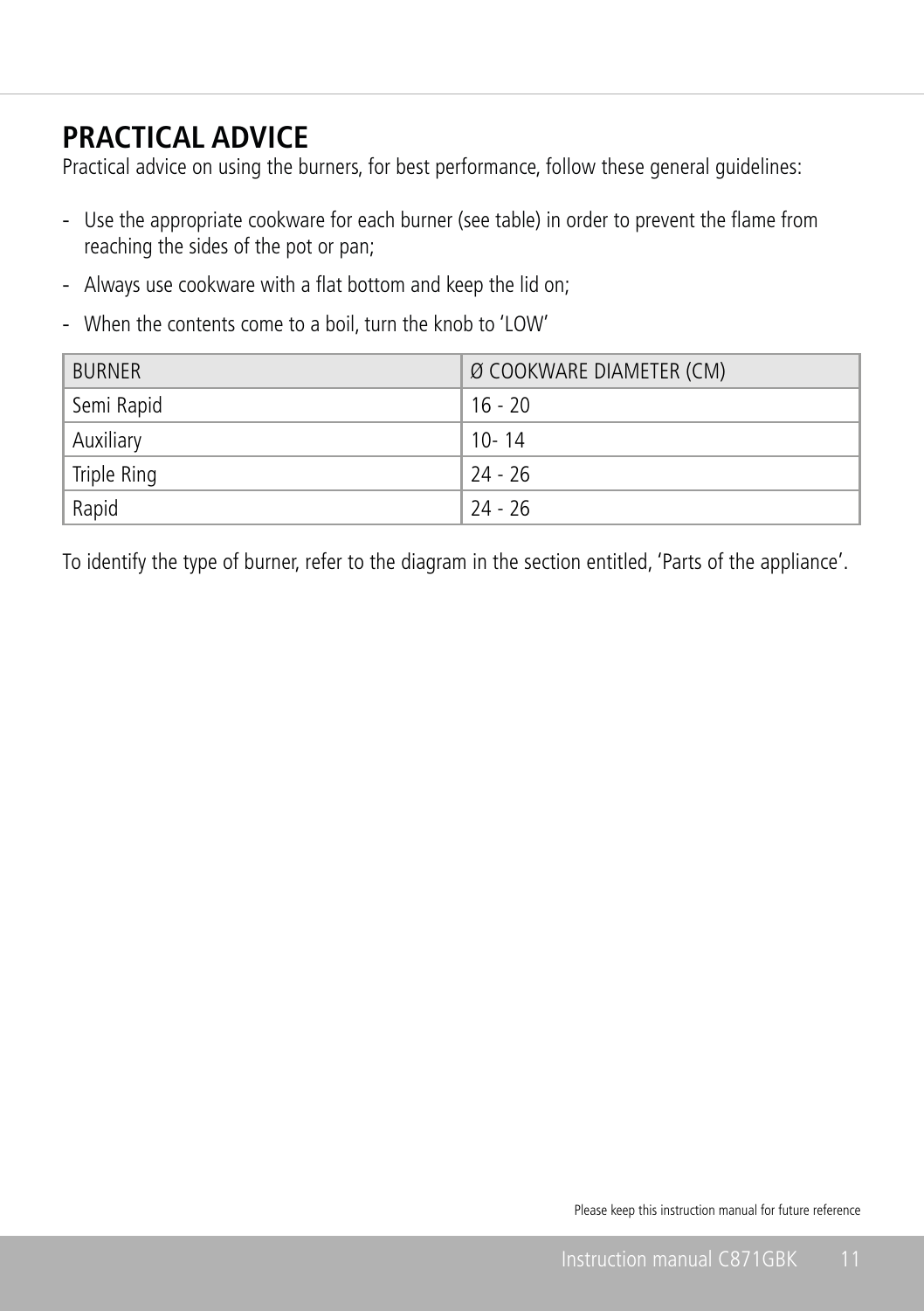## PRACTICAL ADVICE

Practical advice on using the burners, for best performance, follow these general guidelines:

- Use the appropriate cookware for each burner (see table) in order to prevent the flame from reaching the sides of the pot or pan;
- Always use cookware with a flat bottom and keep the lid on;
- When the contents come to a boil, turn the knob to 'LOW'

| BURNER | Ø COOKWARE DIAMETER (CM) |
| --- | --- |
| Semi Rapid | 16 - 20 |
| Auxiliary | 10- 14 |
| Triple Ring | 24 - 26 |
| Rapid | 24 - 26 |

To identify the type of burner, refer to the diagram in the section entitled, 'Parts of the appliance'.

Please keep this instruction manual for future reference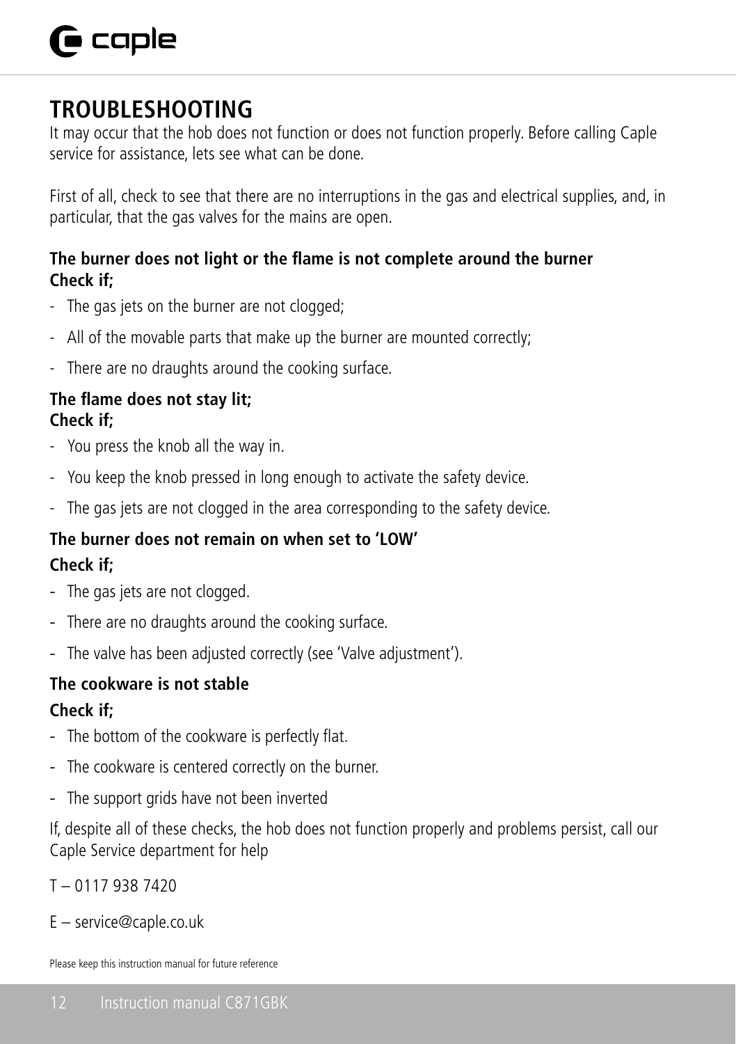# TROUBLESHOOTING

It may occur that the hob does not function or does not function properly. Before calling Caple service for assistance, lets see what can be done.

First of all, check to see that there are no interruptions in the gas and electrical supplies, and, in particular, that the gas valves for the mains are open.

**The burner does not light or the flame is not complete around the burner**
**Check if;**

- The gas jets on the burner are not clogged;
- All of the movable parts that make up the burner are mounted correctly;
- There are no draughts around the cooking surface.

**The flame does not stay lit;**
**Check if;**

- You press the knob all the way in.
- You keep the knob pressed in long enough to activate the safety device.
- The gas jets are not clogged in the area corresponding to the safety device.

**The burner does not remain on when set to 'LOW'**

**Check if;**

- The gas jets are not clogged.
- There are no draughts around the cooking surface.
- The valve has been adjusted correctly (see 'Valve adjustment').

**The cookware is not stable**

**Check if;**

- The bottom of the cookware is perfectly flat.
- The cookware is centered correctly on the burner.
- The support grids have not been inverted

If, despite all of these checks, the hob does not function properly and problems persist, call our Caple Service department for help

T – 0117 938 7420

E – service@caple.co.uk

Please keep this instruction manual for future reference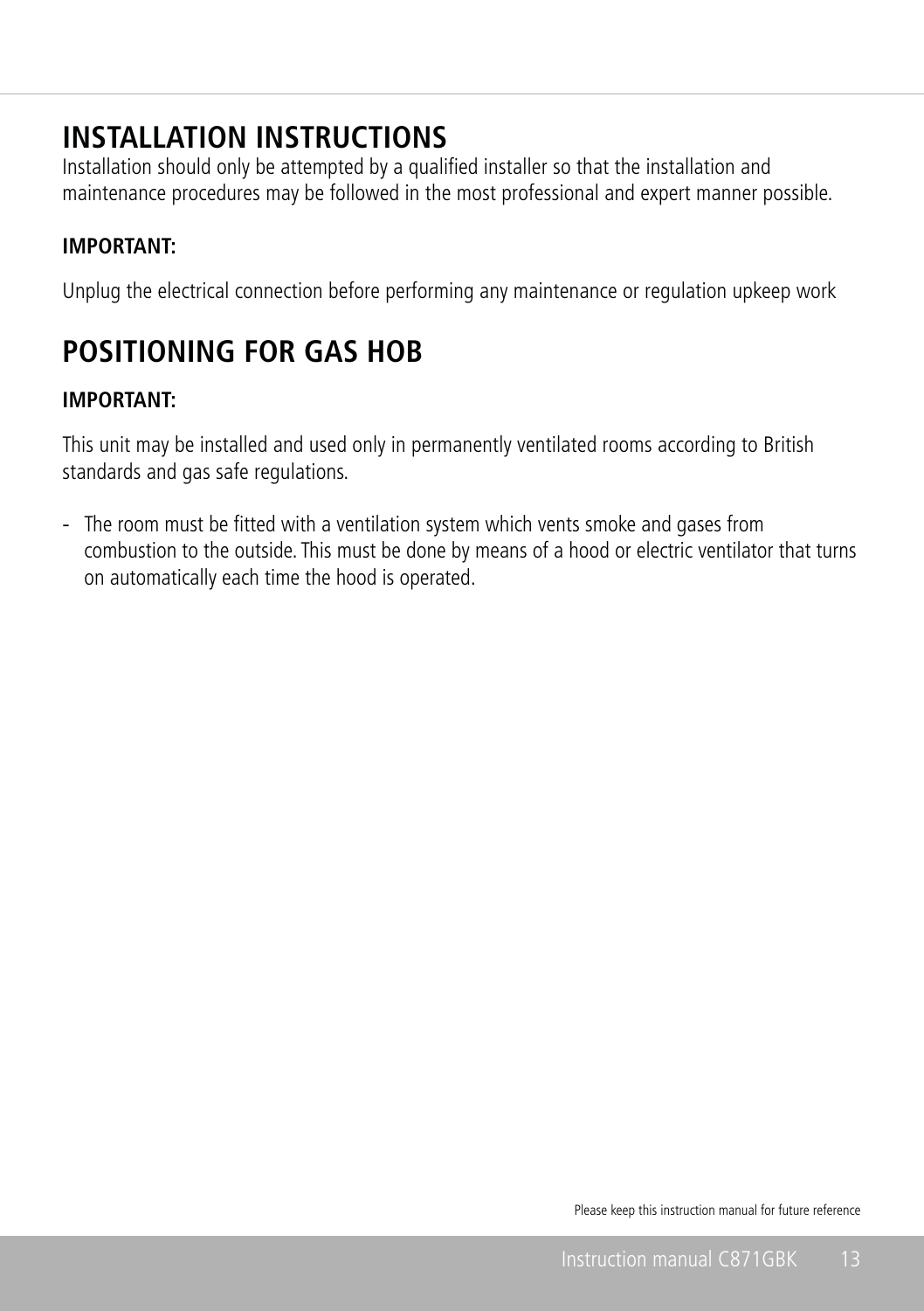# INSTALLATION INSTRUCTIONS

Installation should only be attempted by a qualified installer so that the installation and maintenance procedures may be followed in the most professional and expert manner possible.

**IMPORTANT:**

Unplug the electrical connection before performing any maintenance or regulation upkeep work

# POSITIONING FOR GAS HOB

**IMPORTANT:**

This unit may be installed and used only in permanently ventilated rooms according to British standards and gas safe regulations.

- The room must be fitted with a ventilation system which vents smoke and gases from combustion to the outside. This must be done by means of a hood or electric ventilator that turns on automatically each time the hood is operated.

Please keep this instruction manual for future reference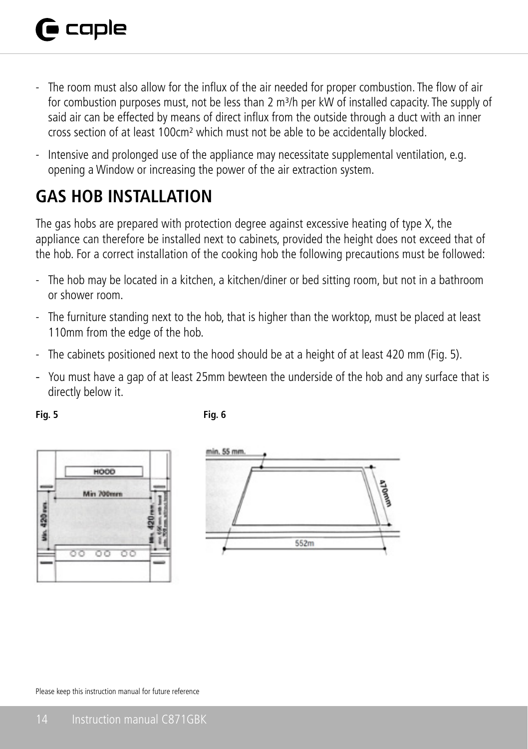- The room must also allow for the influx of the air needed for proper combustion. The flow of air for combustion purposes must, not be less than 2 $m^3$/h per kW of installed capacity. The supply of said air can be effected by means of direct influx from the outside through a duct with an inner cross section of at least 100$cm^2$ which must not be able to be accidentally blocked.
- Intensive and prolonged use of the appliance may necessitate supplemental ventilation, e.g. opening a Window or increasing the power of the air extraction system.

## GAS HOB INSTALLATION

The gas hobs are prepared with protection degree against excessive heating of type X, the appliance can therefore be installed next to cabinets, provided the height does not exceed that of the hob. For a correct installation of the cooking hob the following precautions must be followed:

- The hob may be located in a kitchen, a kitchen/diner or bed sitting room, but not in a bathroom or shower room.
- The furniture standing next to the hob, that is higher than the worktop, must be placed at least 110mm from the edge of the hob.
- The cabinets positioned next to the hood should be at a height of at least 420 mm (Fig. 5).
- You must have a gap of at least 25mm bewteen the underside of the hob and any surface that is directly below it.

**Fig. 5**

**Fig. 6**

Please keep this instruction manual for future reference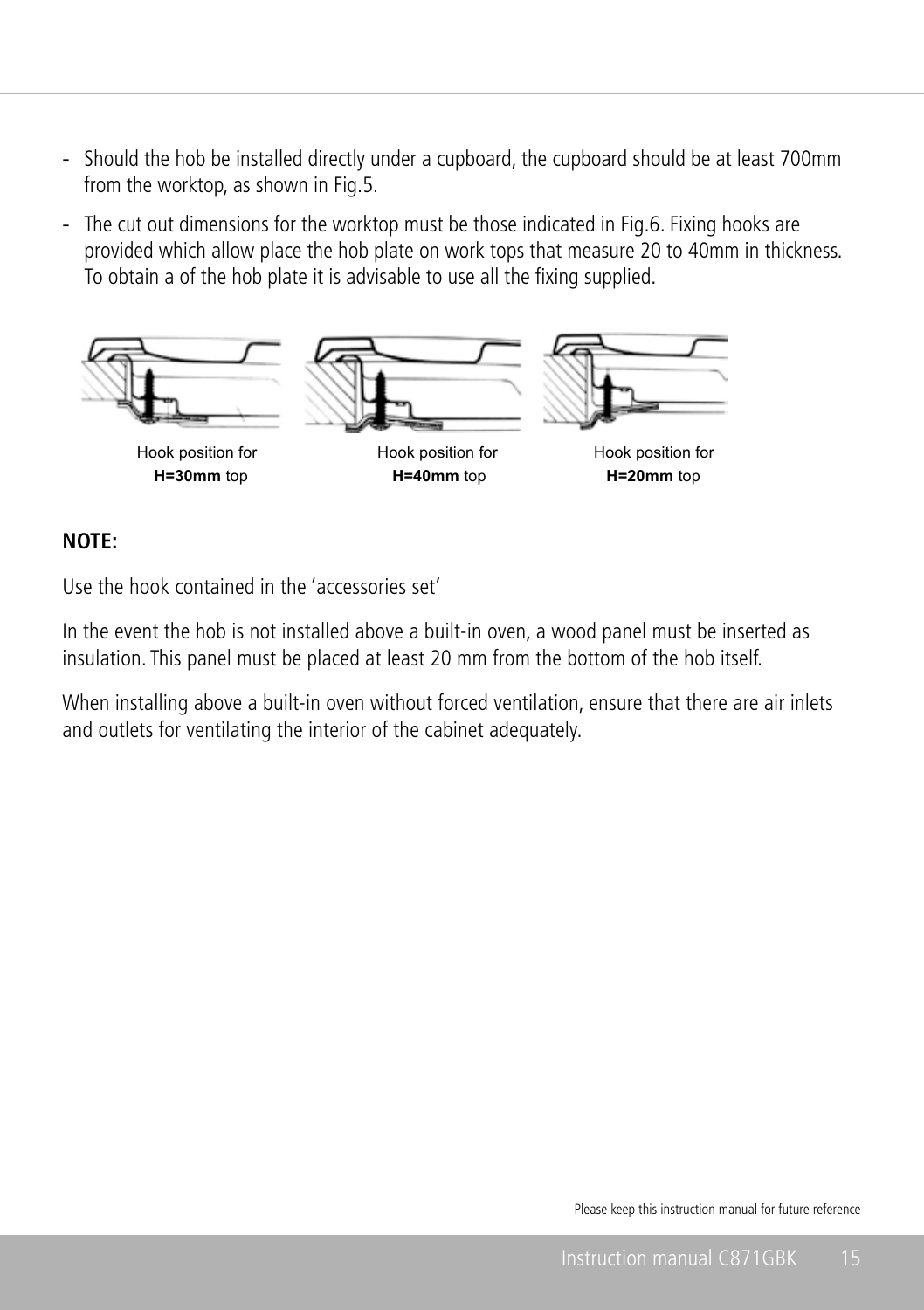- Should the hob be installed directly under a cupboard, the cupboard should be at least 700mm from the worktop, as shown in Fig.5.
- The cut out dimensions for the worktop must be those indicated in Fig.6. Fixing hooks are provided which allow place the hob plate on work tops that measure 20 to 40mm in thickness. To obtain a of the hob plate it is advisable to use all the fixing supplied.

Hook position for **H=30mm** top

Hook position for **H=40mm** top

Hook position for **H=20mm** top

**NOTE:**

Use the hook contained in the 'accessories set'

In the event the hob is not installed above a built-in oven, a wood panel must be inserted as insulation. This panel must be placed at least 20 mm from the bottom of the hob itself.

When installing above a built-in oven without forced ventilation, ensure that there are air inlets and outlets for ventilating the interior of the cabinet adequately.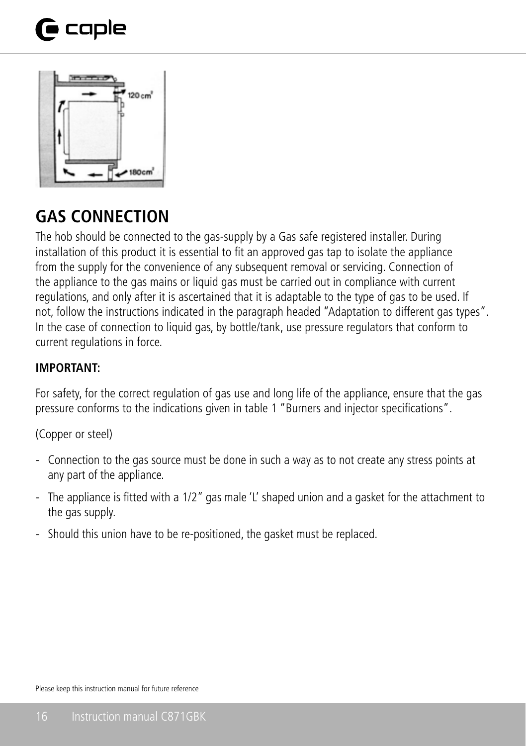## GAS CONNECTION

The hob should be connected to the gas-supply by a Gas safe registered installer. During installation of this product it is essential to fit an approved gas tap to isolate the appliance from the supply for the convenience of any subsequent removal or servicing. Connection of the appliance to the gas mains or liquid gas must be carried out in compliance with current regulations, and only after it is ascertained that it is adaptable to the type of gas to be used. If not, follow the instructions indicated in the paragraph headed "Adaptation to different gas types". In the case of connection to liquid gas, by bottle/tank, use pressure regulators that conform to current regulations in force.

**IMPORTANT:**

For safety, for the correct regulation of gas use and long life of the appliance, ensure that the gas pressure conforms to the indications given in table 1 "Burners and injector specifications".

(Copper or steel)

- Connection to the gas source must be done in such a way as to not create any stress points at any part of the appliance.
- The appliance is fitted with a 1/2" gas male 'L' shaped union and a gasket for the attachment to the gas supply.
- Should this union have to be re-positioned, the gasket must be replaced.

Please keep this instruction manual for future reference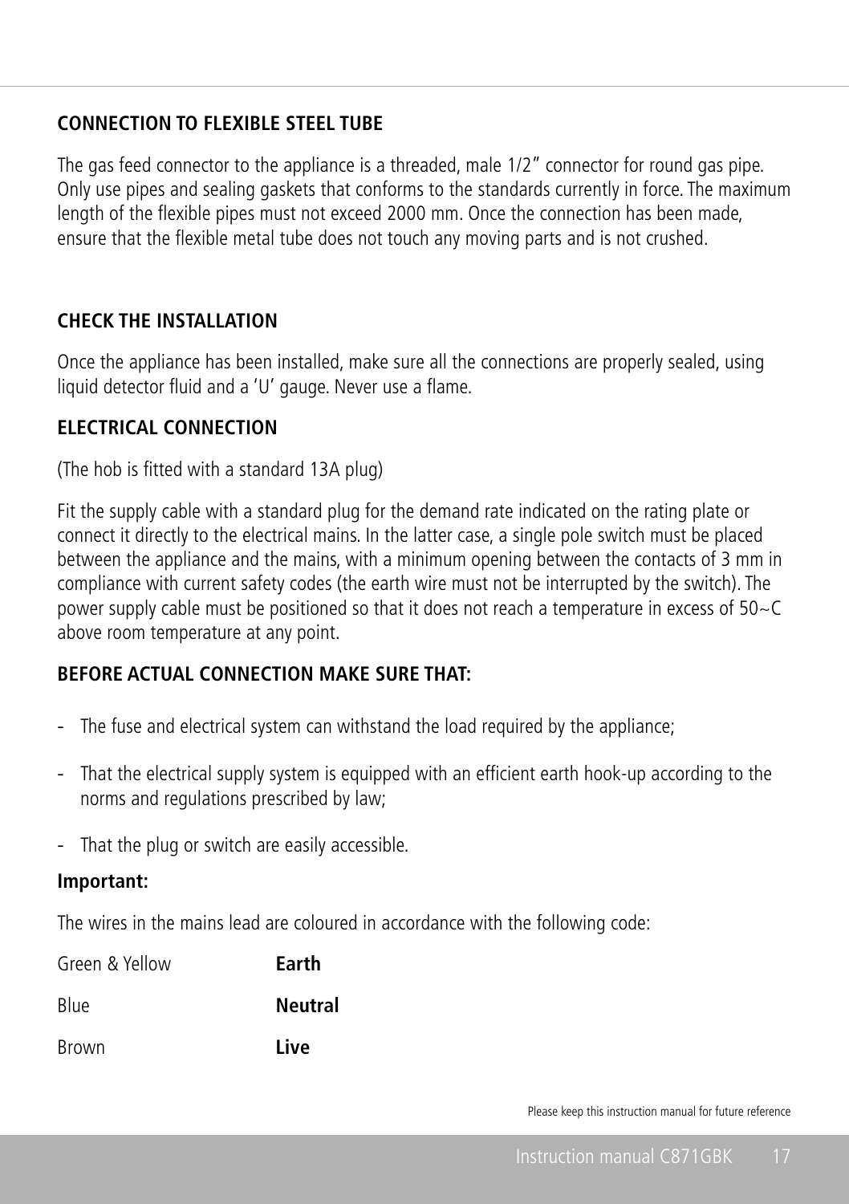## CONNECTION TO FLEXIBLE STEEL TUBE

The gas feed connector to the appliance is a threaded, male 1/2" connector for round gas pipe. Only use pipes and sealing gaskets that conforms to the standards currently in force. The maximum length of the flexible pipes must not exceed 2000 mm. Once the connection has been made, ensure that the flexible metal tube does not touch any moving parts and is not crushed.

## CHECK THE INSTALLATION

Once the appliance has been installed, make sure all the connections are properly sealed, using liquid detector fluid and a 'U' gauge. Never use a flame.

## ELECTRICAL CONNECTION

(The hob is fitted with a standard 13A plug)

Fit the supply cable with a standard plug for the demand rate indicated on the rating plate or connect it directly to the electrical mains. In the latter case, a single pole switch must be placed between the appliance and the mains, with a minimum opening between the contacts of 3 mm in compliance with current safety codes (the earth wire must not be interrupted by the switch). The power supply cable must be positioned so that it does not reach a temperature in excess of 50~C above room temperature at any point.

## BEFORE ACTUAL CONNECTION MAKE SURE THAT:

- The fuse and electrical system can withstand the load required by the appliance;
- That the electrical supply system is equipped with an efficient earth hook-up according to the norms and regulations prescribed by law;
- That the plug or switch are easily accessible.

**Important:**

The wires in the mains lead are coloured in accordance with the following code:

| | |
|---|---|
| Green & Yellow | **Earth** |
| Blue | **Neutral** |
| Brown | **Live** |

Please keep this instruction manual for future reference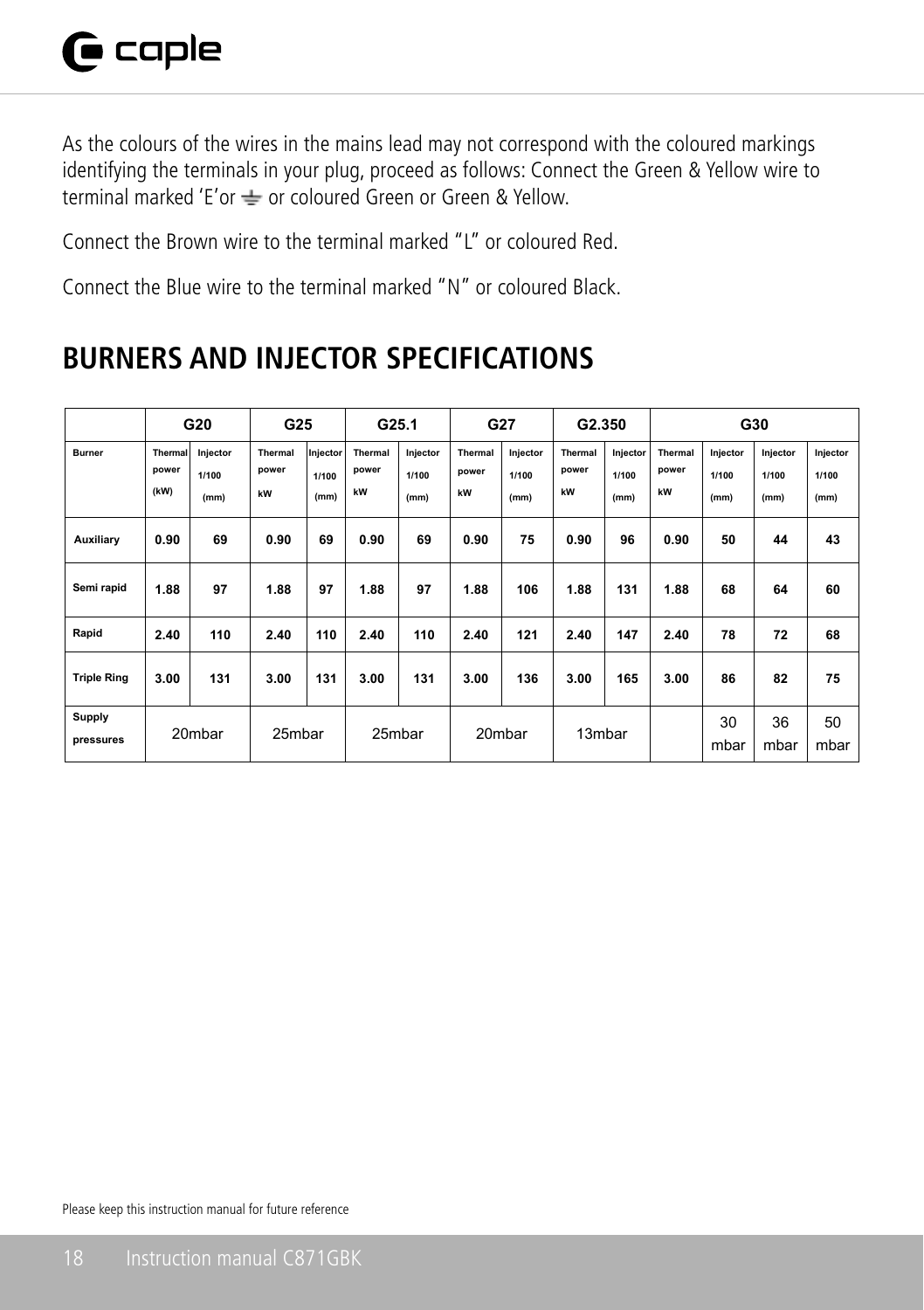As the colours of the wires in the mains lead may not correspond with the coloured markings identifying the terminals in your plug, proceed as follows: Connect the Green & Yellow wire to terminal marked 'E'or ⏚ or coloured Green or Green & Yellow.

Connect the Brown wire to the terminal marked "L" or coloured Red.

Connect the Blue wire to the terminal marked "N" or coloured Black.

## BURNERS AND INJECTOR SPECIFICATIONS

| | G20 | | G25 | | G25.1 | | G27 | | G2.350 | | G30 | | | |
|---|---|---|---|---|---|---|---|---|---|---|---|---|---|---|
| Burner | Thermal power (kW) | Injector 1/100 (mm) | Thermal power kW | Injector 1/100 (mm) | Thermal power kW | Injector 1/100 (mm) | Thermal power kW | Injector 1/100 (mm) | Thermal power kW | Injector 1/100 (mm) | Thermal power kW | Injector 1/100 (mm) | Injector 1/100 (mm) | Injector 1/100 (mm) |
| Auxiliary | 0.90 | 69 | 0.90 | 69 | 0.90 | 69 | 0.90 | 75 | 0.90 | 96 | 0.90 | 50 | 44 | 43 |
| Semi rapid | 1.88 | 97 | 1.88 | 97 | 1.88 | 97 | 1.88 | 106 | 1.88 | 131 | 1.88 | 68 | 64 | 60 |
| Rapid | 2.40 | 110 | 2.40 | 110 | 2.40 | 110 | 2.40 | 121 | 2.40 | 147 | 2.40 | 78 | 72 | 68 |
| Triple Ring | 3.00 | 131 | 3.00 | 131 | 3.00 | 131 | 3.00 | 136 | 3.00 | 165 | 3.00 | 86 | 82 | 75 |
| Supply pressures | 20mbar | | 25mbar | | 25mbar | | 20mbar | | 13mbar | | | 30 mbar | 36 mbar | 50 mbar |

Please keep this instruction manual for future reference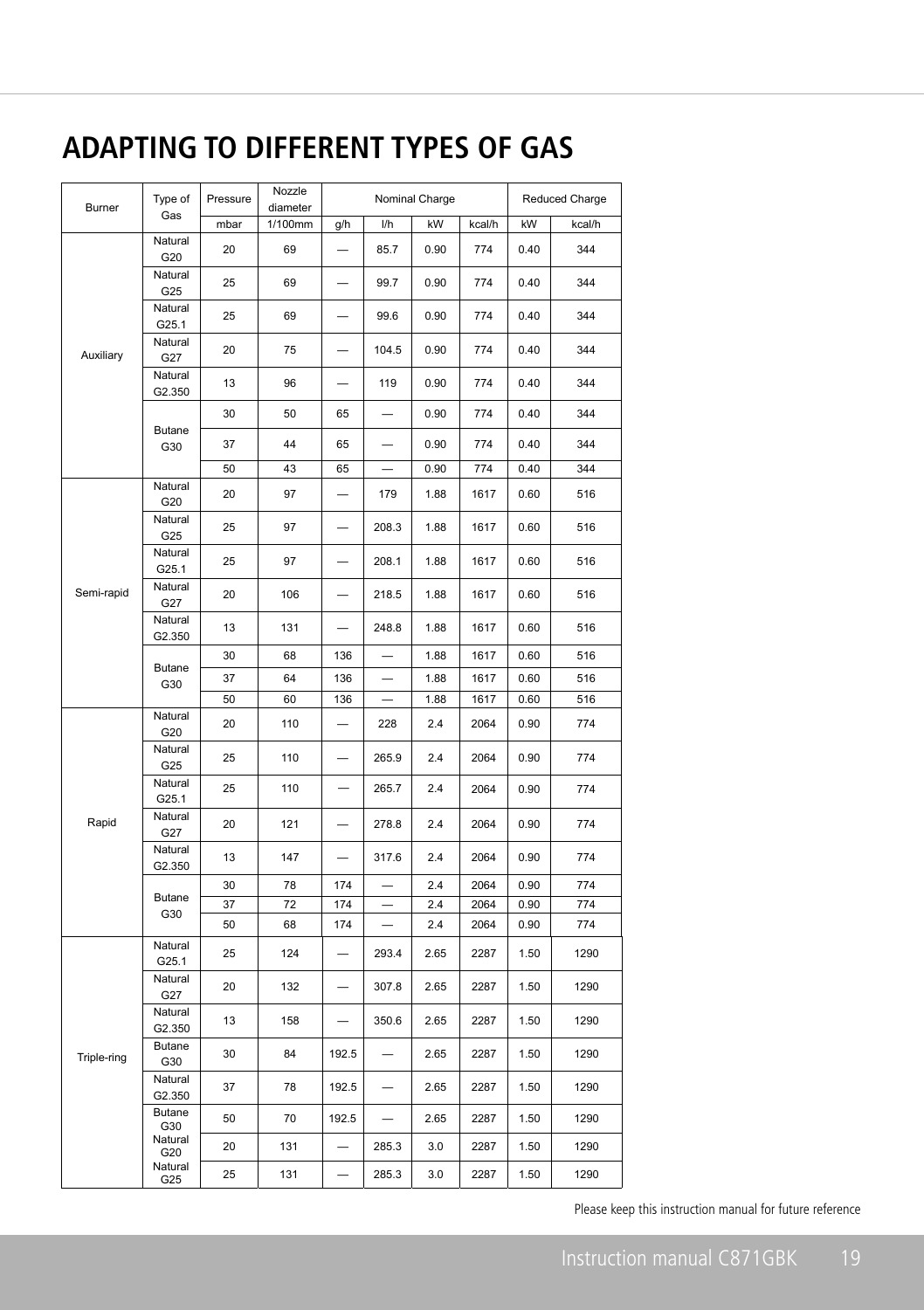# ADAPTING TO DIFFERENT TYPES OF GAS

| Burner | Type of Gas | Pressure | Nozzle diameter | Nominal Charge | | | | Reduced Charge | |
|---|---|---|---|---|---|---|---|---|---|
| | | mbar | 1/100mm | g/h | l/h | kW | kcal/h | kW | kcal/h |
| Auxiliary | Natural G20 | 20 | 69 | — | 85.7 | 0.90 | 774 | 0.40 | 344 |
| | Natural G25 | 25 | 69 | — | 99.7 | 0.90 | 774 | 0.40 | 344 |
| | Natural G25.1 | 25 | 69 | — | 99.6 | 0.90 | 774 | 0.40 | 344 |
| | Natural G27 | 20 | 75 | — | 104.5 | 0.90 | 774 | 0.40 | 344 |
| | Natural G2.350 | 13 | 96 | — | 119 | 0.90 | 774 | 0.40 | 344 |
| | Butane G30 | 30 | 50 | 65 | — | 0.90 | 774 | 0.40 | 344 |
| | | 37 | 44 | 65 | — | 0.90 | 774 | 0.40 | 344 |
| | | 50 | 43 | 65 | — | 0.90 | 774 | 0.40 | 344 |
| Semi-rapid | Natural G20 | 20 | 97 | — | 179 | 1.88 | 1617 | 0.60 | 516 |
| | Natural G25 | 25 | 97 | — | 208.3 | 1.88 | 1617 | 0.60 | 516 |
| | Natural G25.1 | 25 | 97 | — | 208.1 | 1.88 | 1617 | 0.60 | 516 |
| | Natural G27 | 20 | 106 | — | 218.5 | 1.88 | 1617 | 0.60 | 516 |
| | Natural G2.350 | 13 | 131 | — | 248.8 | 1.88 | 1617 | 0.60 | 516 |
| | Butane G30 | 30 | 68 | 136 | — | 1.88 | 1617 | 0.60 | 516 |
| | | 37 | 64 | 136 | — | 1.88 | 1617 | 0.60 | 516 |
| | | 50 | 60 | 136 | — | 1.88 | 1617 | 0.60 | 516 |
| Rapid | Natural G20 | 20 | 110 | — | 228 | 2.4 | 2064 | 0.90 | 774 |
| | Natural G25 | 25 | 110 | — | 265.9 | 2.4 | 2064 | 0.90 | 774 |
| | Natural G25.1 | 25 | 110 | — | 265.7 | 2.4 | 2064 | 0.90 | 774 |
| | Natural G27 | 20 | 121 | — | 278.8 | 2.4 | 2064 | 0.90 | 774 |
| | Natural G2.350 | 13 | 147 | — | 317.6 | 2.4 | 2064 | 0.90 | 774 |
| | Butane G30 | 30 | 78 | 174 | — | 2.4 | 2064 | 0.90 | 774 |
| | | 37 | 72 | 174 | — | 2.4 | 2064 | 0.90 | 774 |
| | | 50 | 68 | 174 | — | 2.4 | 2064 | 0.90 | 774 |
| Triple-ring | Natural G25.1 | 25 | 124 | — | 293.4 | 2.65 | 2287 | 1.50 | 1290 |
| | Natural G27 | 20 | 132 | — | 307.8 | 2.65 | 2287 | 1.50 | 1290 |
| | Natural G2.350 | 13 | 158 | — | 350.6 | 2.65 | 2287 | 1.50 | 1290 |
| | Butane G30 | 30 | 84 | 192.5 | — | 2.65 | 2287 | 1.50 | 1290 |
| | Natural G2.350 | 37 | 78 | 192.5 | — | 2.65 | 2287 | 1.50 | 1290 |
| | Butane G30 | 50 | 70 | 192.5 | — | 2.65 | 2287 | 1.50 | 1290 |
| | Natural G20 | 20 | 131 | — | 285.3 | 3.0 | 2287 | 1.50 | 1290 |
| | Natural G25 | 25 | 131 | — | 285.3 | 3.0 | 2287 | 1.50 | 1290 |

Please keep this instruction manual for future reference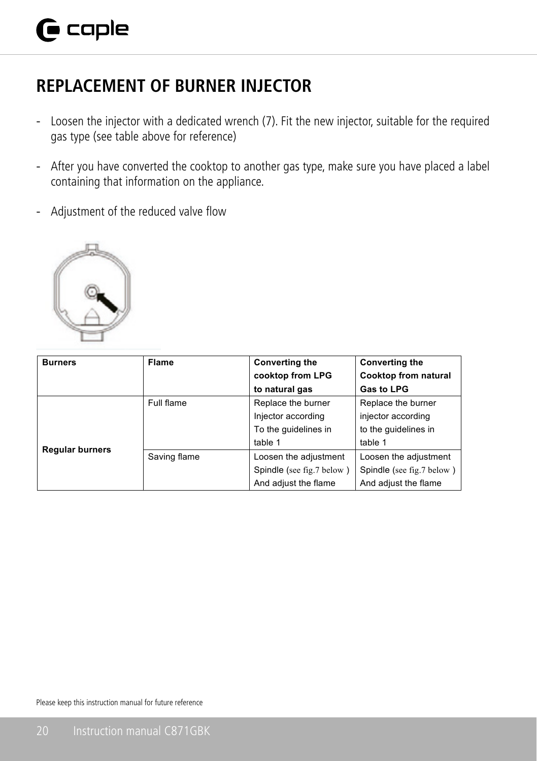# REPLACEMENT OF BURNER INJECTOR

- Loosen the injector with a dedicated wrench (7). Fit the new injector, suitable for the required gas type (see table above for reference)
- After you have converted the cooktop to another gas type, make sure you have placed a label containing that information on the appliance.
- Adjustment of the reduced valve flow

| Burners | Flame | Converting the cooktop from LPG to natural gas | Converting the Cooktop from natural Gas to LPG |
|---|---|---|---|
| Regular burners | Full flame | Replace the burner Injector according To the guidelines in table 1 | Replace the burner injector according to the guidelines in table 1 |
| | Saving flame | Loosen the adjustment Spindle (see fig.7 below ) And adjust the flame | Loosen the adjustment Spindle (see fig.7 below ) And adjust the flame |

Please keep this instruction manual for future reference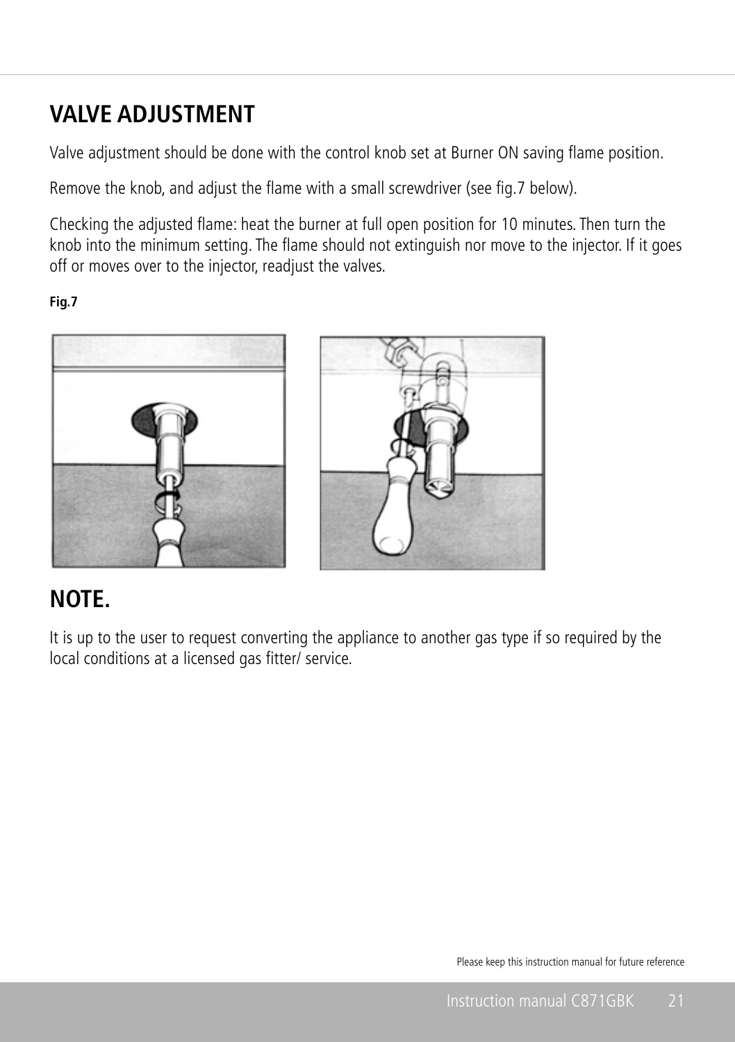## VALVE ADJUSTMENT

Valve adjustment should be done with the control knob set at Burner ON saving flame position.

Remove the knob, and adjust the flame with a small screwdriver (see fig.7 below).

Checking the adjusted flame: heat the burner at full open position for 10 minutes. Then turn the knob into the minimum setting. The flame should not extinguish nor move to the injector. If it goes off or moves over to the injector, readjust the valves.

**Fig.7**

## NOTE.

It is up to the user to request converting the appliance to another gas type if so required by the local conditions at a licensed gas fitter/ service.

Please keep this instruction manual for future reference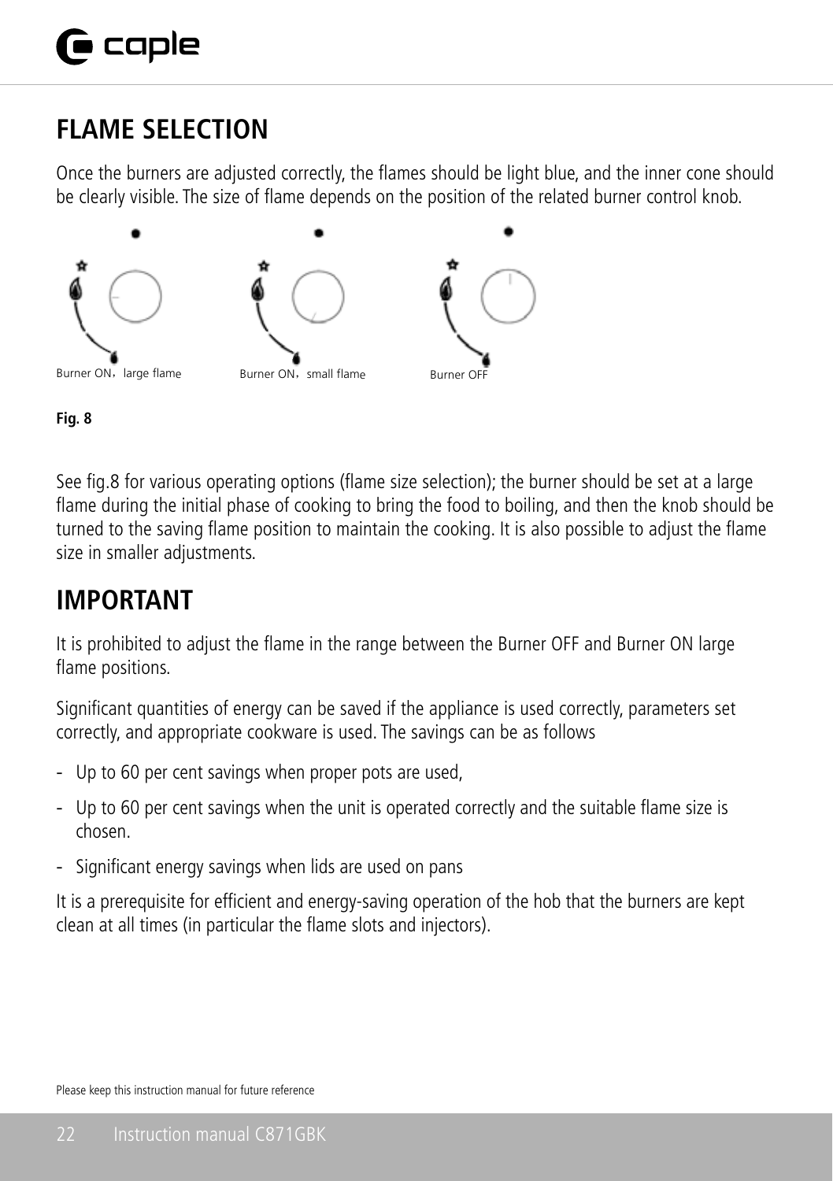## FLAME SELECTION

Once the burners are adjusted correctly, the flames should be light blue, and the inner cone should be clearly visible. The size of flame depends on the position of the related burner control knob.

Burner ON，large flame    Burner ON，small flame    Burner OFF

**Fig. 8**

See fig.8 for various operating options (flame size selection); the burner should be set at a large flame during the initial phase of cooking to bring the food to boiling, and then the knob should be turned to the saving flame position to maintain the cooking. It is also possible to adjust the flame size in smaller adjustments.

## IMPORTANT

It is prohibited to adjust the flame in the range between the Burner OFF and Burner ON large flame positions.

Significant quantities of energy can be saved if the appliance is used correctly, parameters set correctly, and appropriate cookware is used. The savings can be as follows

- Up to 60 per cent savings when proper pots are used,
- Up to 60 per cent savings when the unit is operated correctly and the suitable flame size is chosen.
- Significant energy savings when lids are used on pans

It is a prerequisite for efficient and energy-saving operation of the hob that the burners are kept clean at all times (in particular the flame slots and injectors).

Please keep this instruction manual for future reference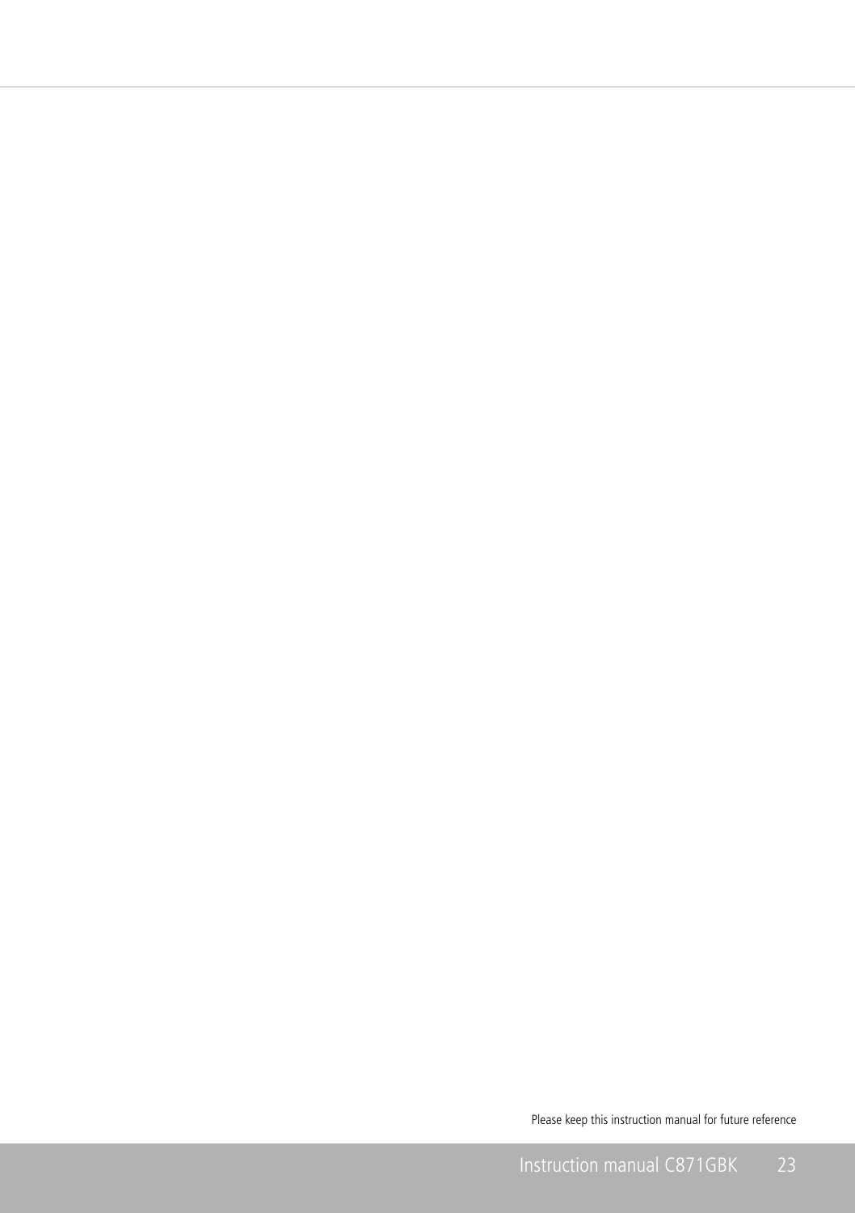Please keep this instruction manual for future reference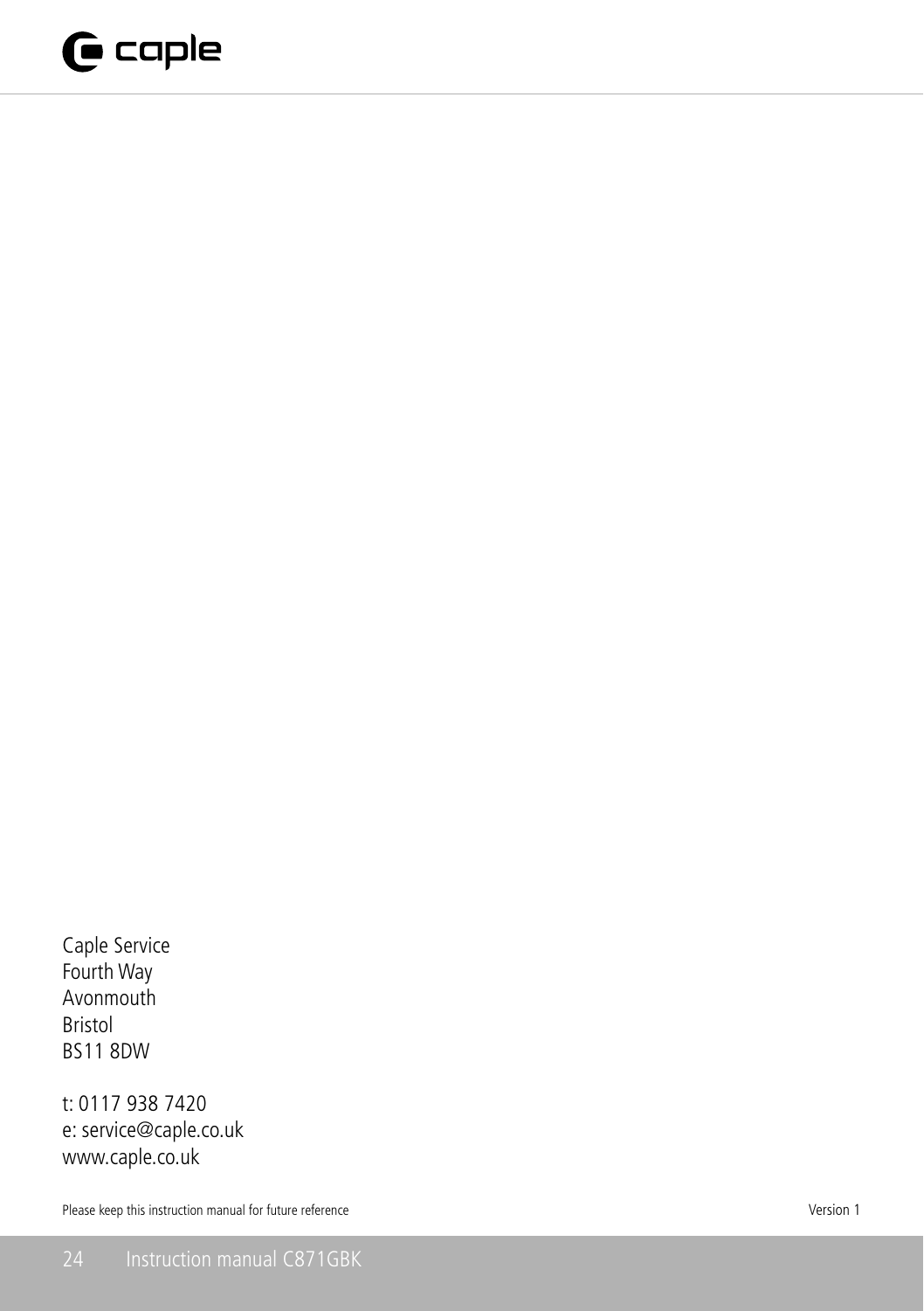Caple Service
Fourth Way
Avonmouth
Bristol
BS11 8DW

t: 0117 938 7420
e: service@caple.co.uk
www.caple.co.uk

Please keep this instruction manual for future reference

Version 1